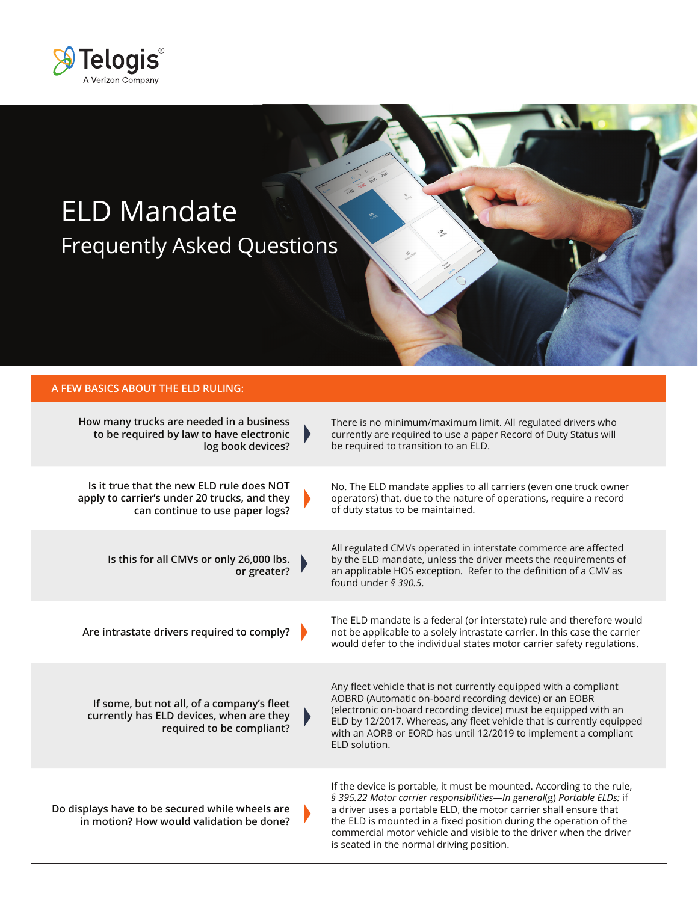Telogis®
A Verizon Company

# ELD Mandate

## Frequently Asked Questions

### A FEW BASICS ABOUT THE ELD RULING:

| Question | Answer |
| --- | --- |
| How many trucks are needed in a business to be required by law to have electronic log book devices? | There is no minimum/maximum limit. All regulated drivers who currently are required to use a paper Record of Duty Status will be required to transition to an ELD. |
| Is it true that the new ELD rule does NOT apply to carrier's under 20 trucks, and they can continue to use paper logs? | No. The ELD mandate applies to all carriers (even one truck owner operators) that, due to the nature of operations, require a record of duty status to be maintained. |
| Is this for all CMVs or only 26,000 lbs. or greater? | All regulated CMVs operated in interstate commerce are affected by the ELD mandate, unless the driver meets the requirements of an applicable HOS exception. Refer to the definition of a CMV as found under *§ 390.5*. |
| Are intrastate drivers required to comply? | The ELD mandate is a federal (or interstate) rule and therefore would not be applicable to a solely intrastate carrier. In this case the carrier would defer to the individual states motor carrier safety regulations. |
| If some, but not all, of a company's fleet currently has ELD devices, when are they required to be compliant? | Any fleet vehicle that is not currently equipped with a compliant AOBRD (Automatic on-board recording device) or an EOBR (electronic on-board recording device) must be equipped with an ELD by 12/2017. Whereas, any fleet vehicle that is currently equipped with an AORB or EORD has until 12/2019 to implement a compliant ELD solution. |
| Do displays have to be secured while wheels are in motion? How would validation be done? | If the device is portable, it must be mounted. According to the rule, *§ 395.22 Motor carrier responsibilities—In general*(g) *Portable ELDs:* if a driver uses a portable ELD, the motor carrier shall ensure that the ELD is mounted in a fixed position during the operation of the commercial motor vehicle and visible to the driver when the driver is seated in the normal driving position. |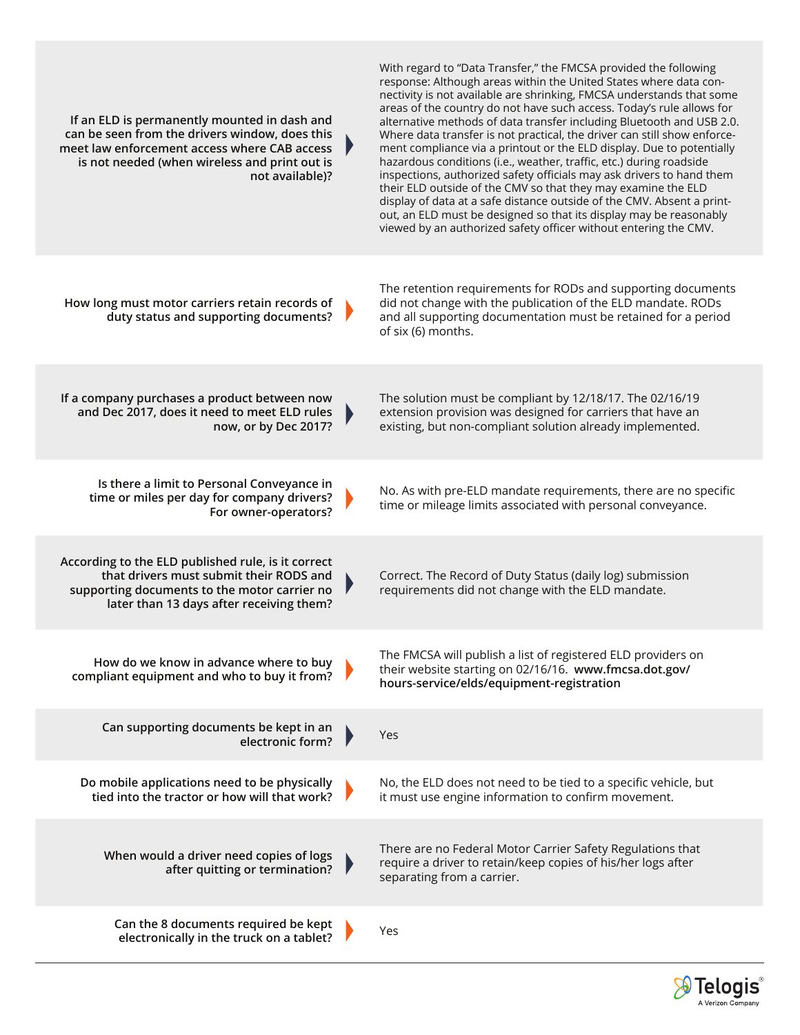| Question | Answer |
| --- | --- |
| **If an ELD is permanently mounted in dash and can be seen from the drivers window, does this meet law enforcement access where CAB access is not needed (when wireless and print out is not available)?** | With regard to "Data Transfer," the FMCSA provided the following response: Although areas within the United States where data connectivity is not available are shrinking, FMCSA understands that some areas of the country do not have such access. Today's rule allows for alternative methods of data transfer including Bluetooth and USB 2.0. Where data transfer is not practical, the driver can still show enforcement compliance via a printout or the ELD display. Due to potentially hazardous conditions (i.e., weather, traffic, etc.) during roadside inspections, authorized safety officials may ask drivers to hand them their ELD outside of the CMV so that they may examine the ELD display of data at a safe distance outside of the CMV. Absent a printout, an ELD must be designed so that its display may be reasonably viewed by an authorized safety officer without entering the CMV. |
| **How long must motor carriers retain records of duty status and supporting documents?** | The retention requirements for RODs and supporting documents did not change with the publication of the ELD mandate. RODs and all supporting documentation must be retained for a period of six (6) months. |
| **If a company purchases a product between now and Dec 2017, does it need to meet ELD rules now, or by Dec 2017?** | The solution must be compliant by 12/18/17. The 02/16/19 extension provision was designed for carriers that have an existing, but non-compliant solution already implemented. |
| **Is there a limit to Personal Conveyance in time or miles per day for company drivers? For owner-operators?** | No. As with pre-ELD mandate requirements, there are no specific time or mileage limits associated with personal conveyance. |
| **According to the ELD published rule, is it correct that drivers must submit their RODS and supporting documents to the motor carrier no later than 13 days after receiving them?** | Correct. The Record of Duty Status (daily log) submission requirements did not change with the ELD mandate. |
| **How do we know in advance where to buy compliant equipment and who to buy it from?** | The FMCSA will publish a list of registered ELD providers on their website starting on 02/16/16. **www.fmcsa.dot.gov/hours-service/elds/equipment-registration** |
| **Can supporting documents be kept in an electronic form?** | Yes |
| **Do mobile applications need to be physically tied into the tractor or how will that work?** | No, the ELD does not need to be tied to a specific vehicle, but it must use engine information to confirm movement. |
| **When would a driver need copies of logs after quitting or termination?** | There are no Federal Motor Carrier Safety Regulations that require a driver to retain/keep copies of his/her logs after separating from a carrier. |
| **Can the 8 documents required be kept electronically in the truck on a tablet?** | Yes |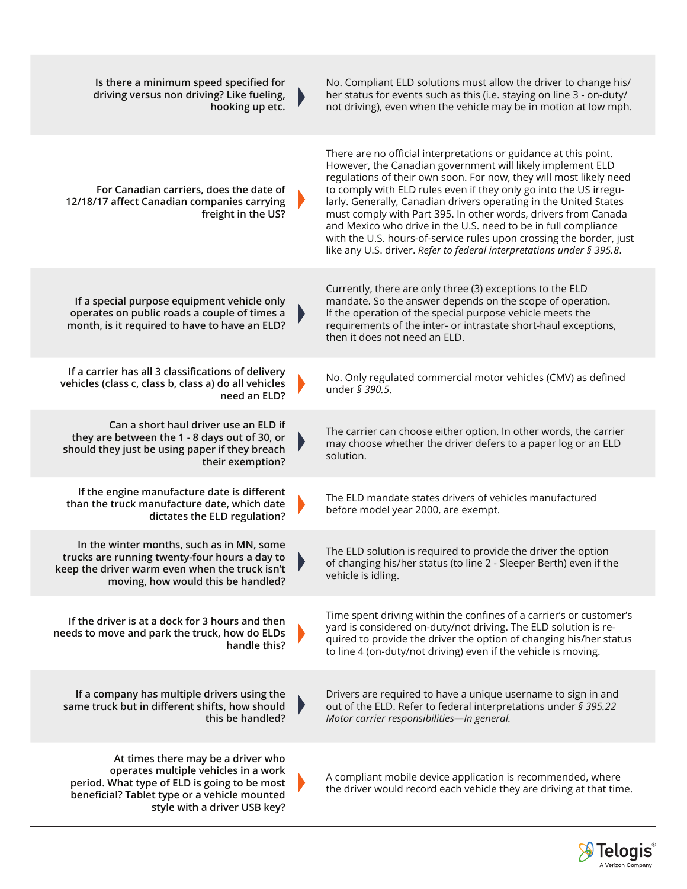| Question | Answer |
|---|---|
| **Is there a minimum speed specified for driving versus non driving? Like fueling, hooking up etc.** | No. Compliant ELD solutions must allow the driver to change his/her status for events such as this (i.e. staying on line 3 - on-duty/not driving), even when the vehicle may be in motion at low mph. |
| **For Canadian carriers, does the date of 12/18/17 affect Canadian companies carrying freight in the US?** | There are no official interpretations or guidance at this point. However, the Canadian government will likely implement ELD regulations of their own soon. For now, they will most likely need to comply with ELD rules even if they only go into the US irregularly. Generally, Canadian drivers operating in the United States must comply with Part 395. In other words, drivers from Canada and Mexico who drive in the U.S. need to be in full compliance with the U.S. hours-of-service rules upon crossing the border, just like any U.S. driver. *Refer to federal interpretations under § 395.8*. |
| **If a special purpose equipment vehicle only operates on public roads a couple of times a month, is it required to have an ELD?** | Currently, there are only three (3) exceptions to the ELD mandate. So the answer depends on the scope of operation. If the operation of the special purpose vehicle meets the requirements of the inter- or intrastate short-haul exceptions, then it does not need an ELD. |
| **If a carrier has all 3 classifications of delivery vehicles (class c, class b, class a) do all vehicles need an ELD?** | No. Only regulated commercial motor vehicles (CMV) as defined under *§ 390.5*. |
| **Can a short haul driver use an ELD if they are between the 1 - 8 days out of 30, or should they just be using paper if they breach their exemption?** | The carrier can choose either option. In other words, the carrier may choose whether the driver defers to a paper log or an ELD solution. |
| **If the engine manufacture date is different than the truck manufacture date, which date dictates the ELD regulation?** | The ELD mandate states drivers of vehicles manufactured before model year 2000, are exempt. |
| **In the winter months, such as in MN, some trucks are running twenty-four hours a day to keep the driver warm even when the truck isn't moving, how would this be handled?** | The ELD solution is required to provide the driver the option of changing his/her status (to line 2 - Sleeper Berth) even if the vehicle is idling. |
| **If the driver is at a dock for 3 hours and then needs to move and park the truck, how do ELDs handle this?** | Time spent driving within the confines of a carrier's or customer's yard is considered on-duty/not driving. The ELD solution is required to provide the driver the option of changing his/her status to line 4 (on-duty/not driving) even if the vehicle is moving. |
| **If a company has multiple drivers using the same truck but in different shifts, how should this be handled?** | Drivers are required to have a unique username to sign in and out of the ELD. Refer to federal interpretations under *§ 395.22 Motor carrier responsibilities—In general.* |
| **At times there may be a driver who operates multiple vehicles in a work period. What type of ELD is going to be most beneficial? Tablet type or a vehicle mounted style with a driver USB key?** | A compliant mobile device application is recommended, where the driver would record each vehicle they are driving at that time. |

Telogis® A Verizon Company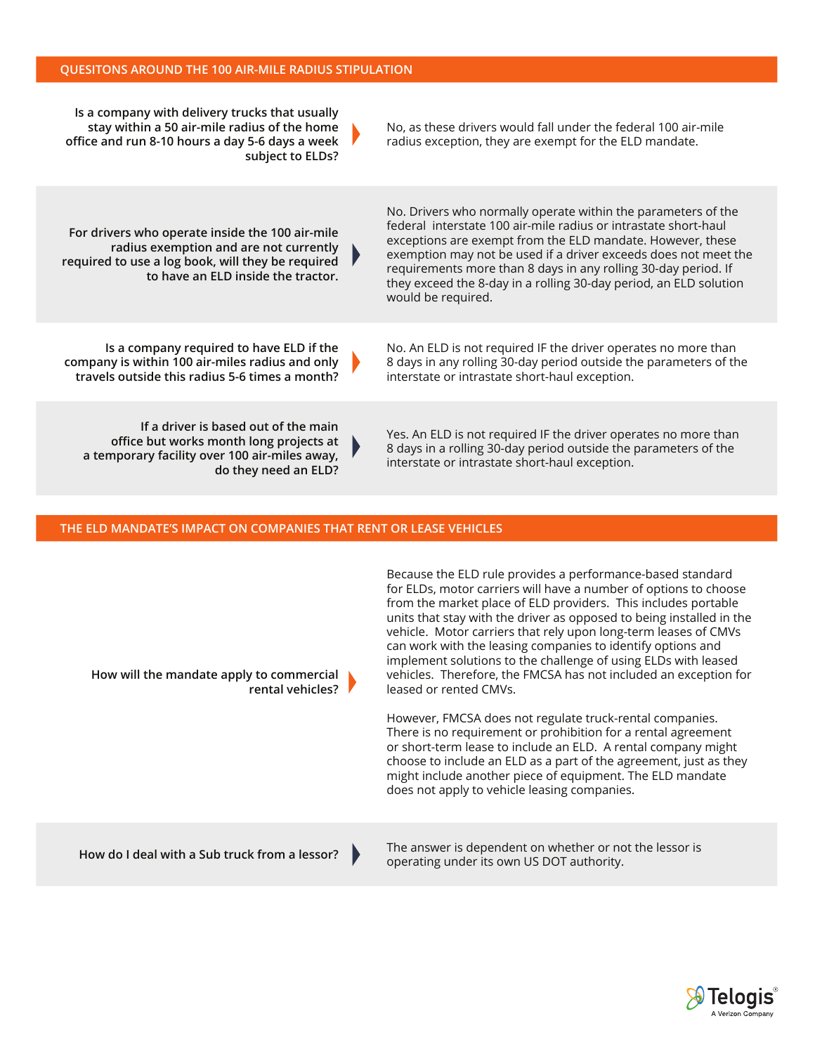## QUESITONS AROUND THE 100 AIR-MILE RADIUS STIPULATION

**Is a company with delivery trucks that usually stay within a 50 air-mile radius of the home office and run 8-10 hours a day 5-6 days a week subject to ELDs?**

No, as these drivers would fall under the federal 100 air-mile radius exception, they are exempt for the ELD mandate.

**For drivers who operate inside the 100 air-mile radius exemption and are not currently required to use a log book, will they be required to have an ELD inside the tractor.**

No. Drivers who normally operate within the parameters of the federal interstate 100 air-mile radius or intrastate short-haul exceptions are exempt from the ELD mandate. However, these exemption may not be used if a driver exceeds does not meet the requirements more than 8 days in any rolling 30-day period. If they exceed the 8-day in a rolling 30-day period, an ELD solution would be required.

**Is a company required to have ELD if the company is within 100 air-miles radius and only travels outside this radius 5-6 times a month?**

No. An ELD is not required IF the driver operates no more than 8 days in any rolling 30-day period outside the parameters of the interstate or intrastate short-haul exception.

**If a driver is based out of the main office but works month long projects at a temporary facility over 100 air-miles away, do they need an ELD?**

Yes. An ELD is not required IF the driver operates no more than 8 days in a rolling 30-day period outside the parameters of the interstate or intrastate short-haul exception.

## THE ELD MANDATE'S IMPACT ON COMPANIES THAT RENT OR LEASE VEHICLES

**How will the mandate apply to commercial rental vehicles?**

Because the ELD rule provides a performance-based standard for ELDs, motor carriers will have a number of options to choose from the market place of ELD providers. This includes portable units that stay with the driver as opposed to being installed in the vehicle. Motor carriers that rely upon long-term leases of CMVs can work with the leasing companies to identify options and implement solutions to the challenge of using ELDs with leased vehicles. Therefore, the FMCSA has not included an exception for leased or rented CMVs.

However, FMCSA does not regulate truck-rental companies. There is no requirement or prohibition for a rental agreement or short-term lease to include an ELD. A rental company might choose to include an ELD as a part of the agreement, just as they might include another piece of equipment. The ELD mandate does not apply to vehicle leasing companies.

**How do I deal with a Sub truck from a lessor?**

The answer is dependent on whether or not the lessor is operating under its own US DOT authority.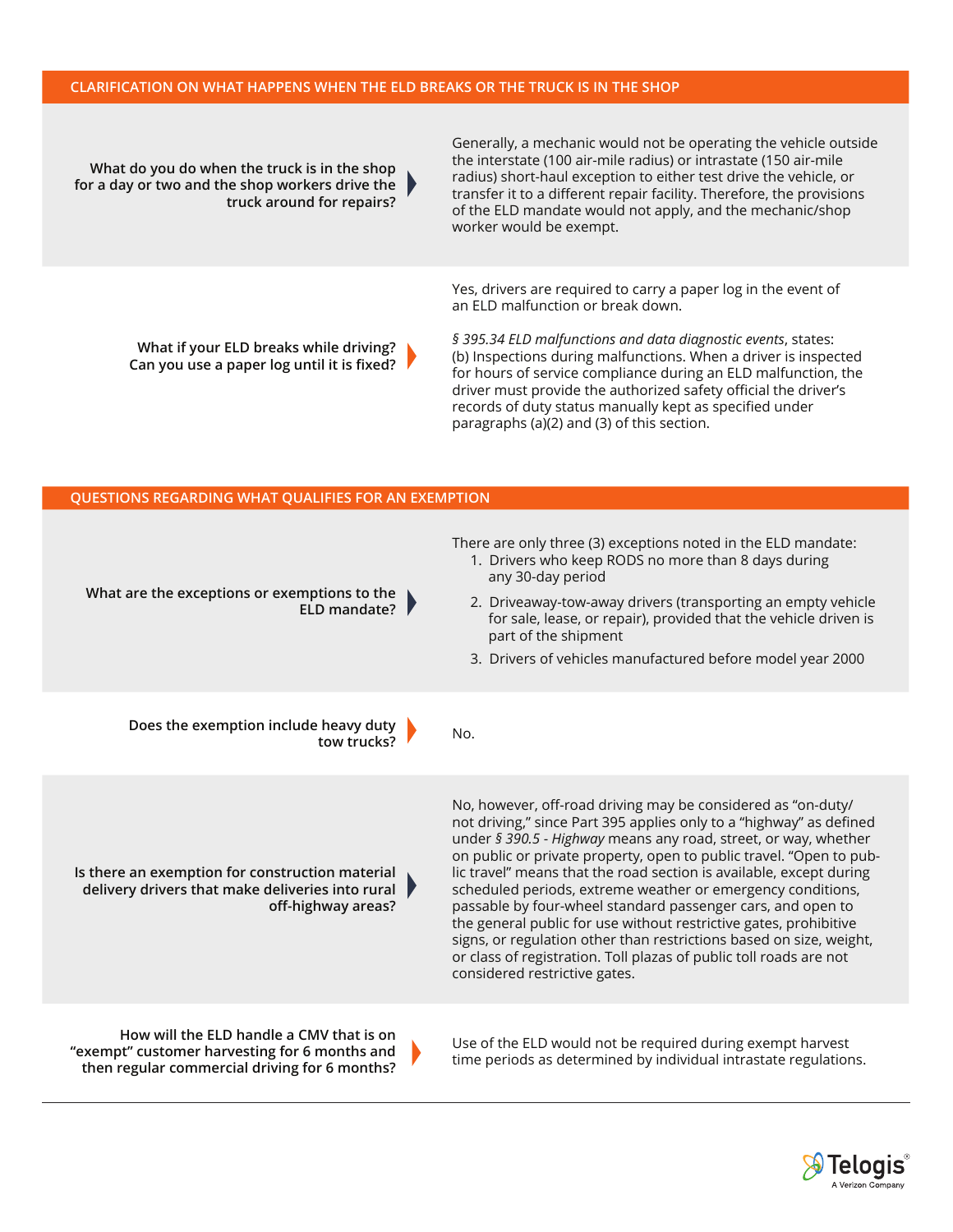## CLARIFICATION ON WHAT HAPPENS WHEN THE ELD BREAKS OR THE TRUCK IS IN THE SHOP

**What do you do when the truck is in the shop for a day or two and the shop workers drive the truck around for repairs?**

Generally, a mechanic would not be operating the vehicle outside the interstate (100 air-mile radius) or intrastate (150 air-mile radius) short-haul exception to either test drive the vehicle, or transfer it to a different repair facility. Therefore, the provisions of the ELD mandate would not apply, and the mechanic/shop worker would be exempt.

**What if your ELD breaks while driving? Can you use a paper log until it is fixed?**

Yes, drivers are required to carry a paper log in the event of an ELD malfunction or break down.

*§ 395.34 ELD malfunctions and data diagnostic events*, states: (b) Inspections during malfunctions. When a driver is inspected for hours of service compliance during an ELD malfunction, the driver must provide the authorized safety official the driver's records of duty status manually kept as specified under paragraphs (a)(2) and (3) of this section.

## QUESTIONS REGARDING WHAT QUALIFIES FOR AN EXEMPTION

**What are the exceptions or exemptions to the ELD mandate?**

There are only three (3) exceptions noted in the ELD mandate:

1. Drivers who keep RODS no more than 8 days during any 30-day period
2. Driveaway-tow-away drivers (transporting an empty vehicle for sale, lease, or repair), provided that the vehicle driven is part of the shipment
3. Drivers of vehicles manufactured before model year 2000

**Does the exemption include heavy duty tow trucks?**

No.

**Is there an exemption for construction material delivery drivers that make deliveries into rural off-highway areas?**

No, however, off-road driving may be considered as "on-duty/not driving," since Part 395 applies only to a "highway" as defined under *§ 390.5 - Highway* means any road, street, or way, whether on public or private property, open to public travel. "Open to public travel" means that the road section is available, except during scheduled periods, extreme weather or emergency conditions, passable by four-wheel standard passenger cars, and open to the general public for use without restrictive gates, prohibitive signs, or regulation other than restrictions based on size, weight, or class of registration. Toll plazas of public toll roads are not considered restrictive gates.

**How will the ELD handle a CMV that is on "exempt" customer harvesting for 6 months and then regular commercial driving for 6 months?**

Use of the ELD would not be required during exempt harvest time periods as determined by individual intrastate regulations.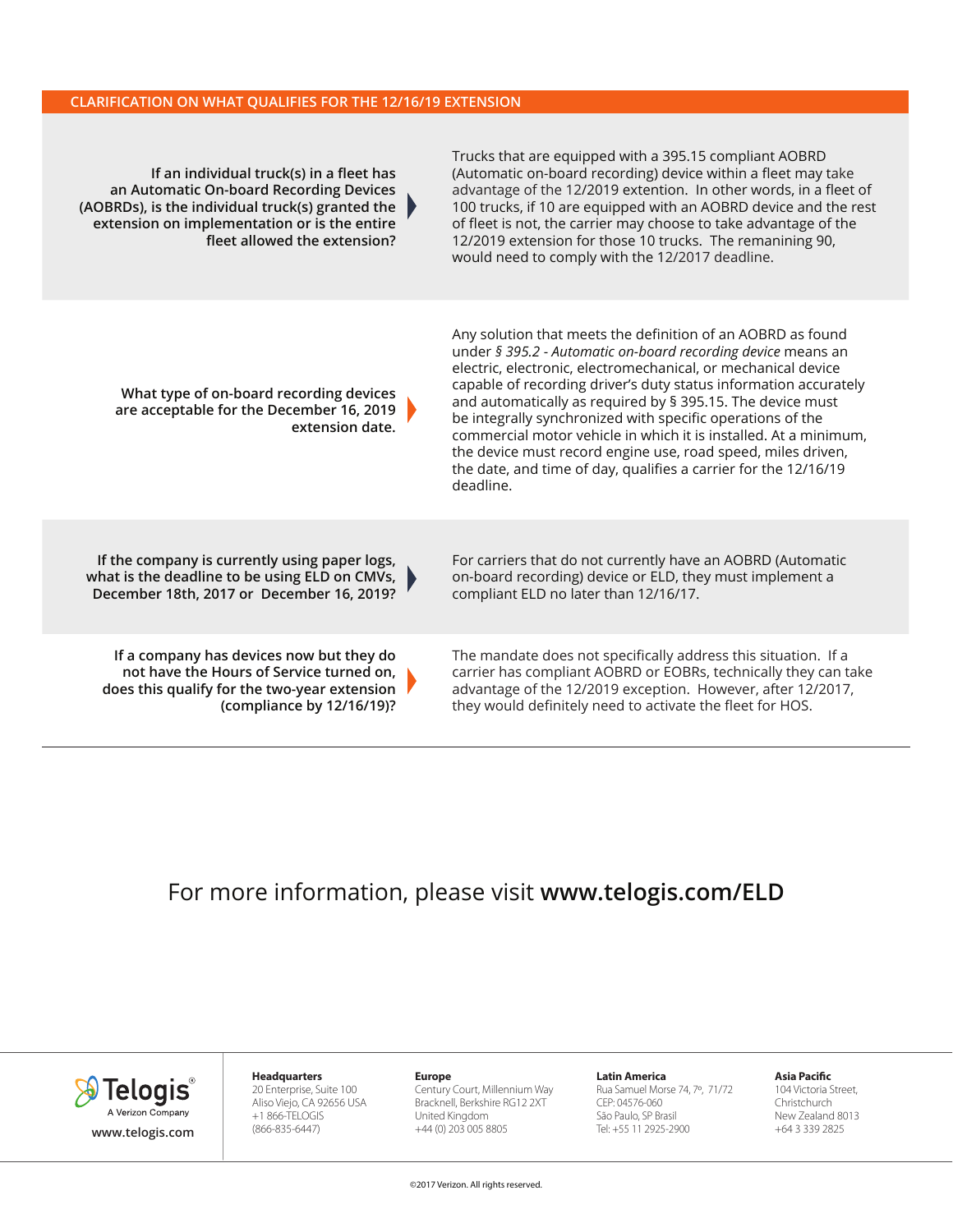## CLARIFICATION ON WHAT QUALIFIES FOR THE 12/16/19 EXTENSION

**If an individual truck(s) in a fleet has an Automatic On-board Recording Devices (AOBRDs), is the individual truck(s) granted the extension on implementation or is the entire fleet allowed the extension?**

Trucks that are equipped with a 395.15 compliant AOBRD (Automatic on-board recording) device within a fleet may take advantage of the 12/2019 extention. In other words, in a fleet of 100 trucks, if 10 are equipped with an AOBRD device and the rest of fleet is not, the carrier may choose to take advantage of the 12/2019 extension for those 10 trucks. The remaining 90, would need to comply with the 12/2017 deadline.

**What type of on-board recording devices are acceptable for the December 16, 2019 extension date.**

Any solution that meets the definition of an AOBRD as found under *§ 395.2 - Automatic on-board recording device* means an electric, electronic, electromechanical, or mechanical device capable of recording driver's duty status information accurately and automatically as required by § 395.15. The device must be integrally synchronized with specific operations of the commercial motor vehicle in which it is installed. At a minimum, the device must record engine use, road speed, miles driven, the date, and time of day, qualifies a carrier for the 12/16/19 deadline.

**If the company is currently using paper logs, what is the deadline to be using ELD on CMVs, December 18th, 2017 or December 16, 2019?**

For carriers that do not currently have an AOBRD (Automatic on-board recording) device or ELD, they must implement a compliant ELD no later than 12/16/17.

**If a company has devices now but they do not have the Hours of Service turned on, does this qualify for the two-year extension (compliance by 12/16/19)?**

The mandate does not specifically address this situation. If a carrier has compliant AOBRD or EOBRs, technically they can take advantage of the 12/2019 exception. However, after 12/2017, they would definitely need to activate the fleet for HOS.

For more information, please visit **www.telogis.com/ELD**

Telogis® A Verizon Company
www.telogis.com

**Headquarters**
20 Enterprise, Suite 100
Aliso Viejo, CA 92656 USA
+1 866-TELOGIS
(866-835-6447)

**Europe**
Century Court, Millennium Way
Bracknell, Berkshire RG12 2XT
United Kingdom
+44 (0) 203 005 8805

**Latin America**
Rua Samuel Morse 74, 7º, 71/72
CEP: 04576-060
São Paulo, SP Brasil
Tel: +55 11 2925-2900

**Asia Pacific**
104 Victoria Street,
Christchurch
New Zealand 8013
+64 3 339 2825

©2017 Verizon. All rights reserved.